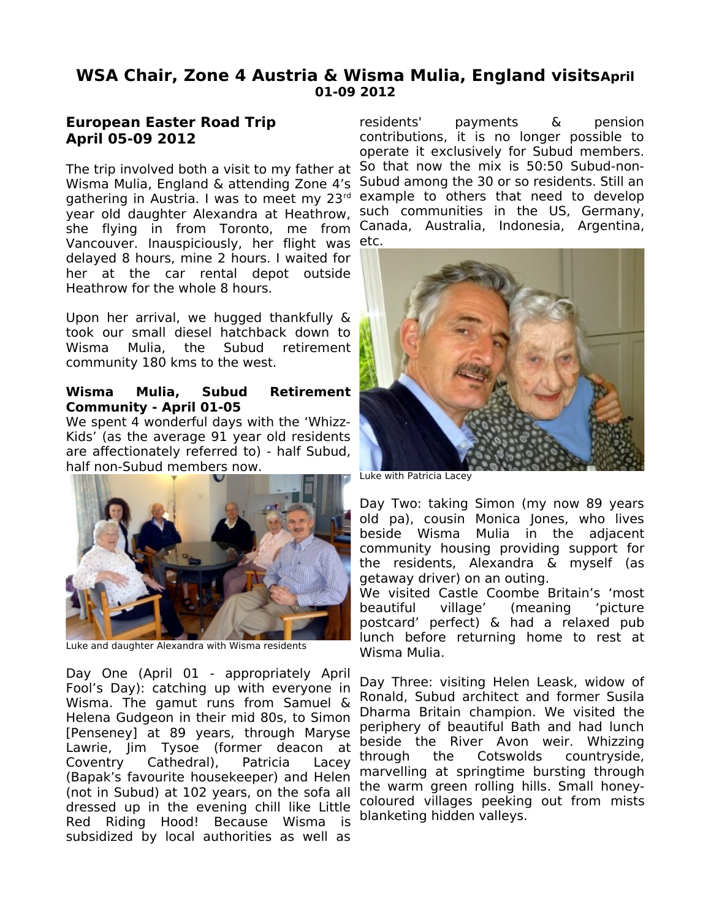# WSA Chair, Zone 4 Austria & Wisma Mulia, England visits April 01-09 2012

## European Easter Road Trip April 05-09 2012

The trip involved both a visit to my father at Wisma Mulia, England & attending Zone 4's gathering in Austria. I was to meet my 23rd year old daughter Alexandra at Heathrow, she flying in from Toronto, me from Vancouver. Inauspiciously, her flight was delayed 8 hours, mine 2 hours. I waited for her at the car rental depot outside Heathrow for the whole 8 hours.

Upon her arrival, we hugged thankfully & took our small diesel hatchback down to Wisma Mulia, the Subud retirement community 180 kms to the west.

### Wisma Mulia, Subud Retirement Community - April 01-05

We spent 4 wonderful days with the 'Whizz-Kids' (as the average 91 year old residents are affectionately referred to) - half Subud, half non-Subud members now.

Luke and daughter Alexandra with Wisma residents

Day One (April 01 - appropriately April Fool's Day): catching up with everyone in Wisma. The gamut runs from Samuel & Helena Gudgeon in their mid 80s, to Simon [Penseney] at 89 years, through Maryse Lawrie, Jim Tysoe (former deacon at Coventry Cathedral), Patricia Lacey (Bapak's favourite housekeeper) and Helen (not in Subud) at 102 years, on the sofa all dressed up in the evening chill like Little Red Riding Hood! Because Wisma is subsidized by local authorities as well as residents' payments & pension contributions, it is no longer possible to operate it exclusively for Subud members. So that now the mix is 50:50 Subud-non-Subud among the 30 or so residents. Still an example to others that need to develop such communities in the US, Germany, Canada, Australia, Indonesia, Argentina, etc.

Luke with Patricia Lacey

Day Two: taking Simon (my now 89 years old pa), cousin Monica Jones, who lives beside Wisma Mulia in the adjacent community housing providing support for the residents, Alexandra & myself (as getaway driver) on an outing.
We visited Castle Coombe Britain's 'most beautiful village' (meaning 'picture postcard' perfect) & had a relaxed pub lunch before returning home to rest at Wisma Mulia.

Day Three: visiting Helen Leask, widow of Ronald, Subud architect and former Susila Dharma Britain champion. We visited the periphery of beautiful Bath and had lunch beside the River Avon weir. Whizzing through the Cotswolds countryside, marvelling at springtime bursting through the warm green rolling hills. Small honey-coloured villages peeking out from mists blanketing hidden valleys.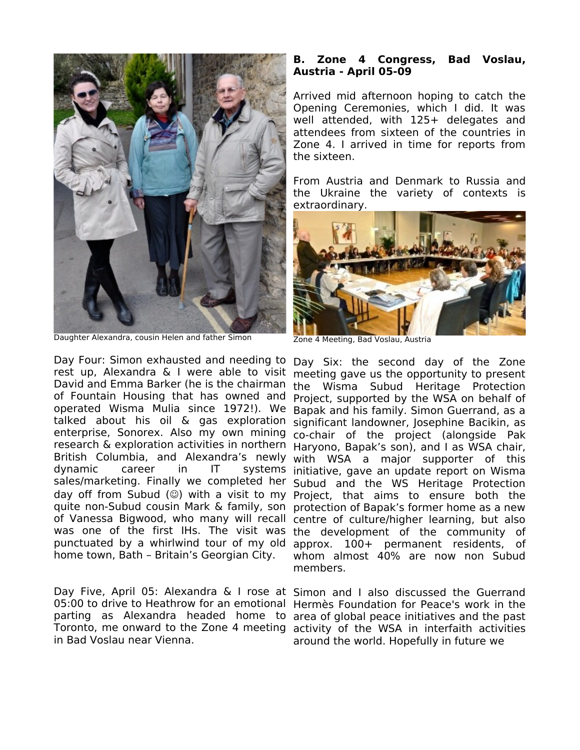Daughter Alexandra, cousin Helen and father Simon

Day Four: Simon exhausted and needing to rest up, Alexandra & I were able to visit David and Emma Barker (he is the chairman of Fountain Housing that has owned and operated Wisma Mulia since 1972!). We talked about his oil & gas exploration enterprise, Sonorex. Also my own mining research & exploration activities in northern British Columbia, and Alexandra's newly dynamic career in IT systems sales/marketing. Finally we completed her day off from Subud (☺) with a visit to my quite non-Subud cousin Mark & family, son of Vanessa Bigwood, who many will recall was one of the first IHs. The visit was punctuated by a whirlwind tour of my old home town, Bath – Britain's Georgian City.

Day Five, April 05: Alexandra & I rose at 05:00 to drive to Heathrow for an emotional parting as Alexandra headed home to Toronto, me onward to the Zone 4 meeting in Bad Voslau near Vienna.

**B. Zone 4 Congress, Bad Voslau, Austria - April 05-09**

Arrived mid afternoon hoping to catch the Opening Ceremonies, which I did. It was well attended, with 125+ delegates and attendees from sixteen of the countries in Zone 4. I arrived in time for reports from the sixteen.

From Austria and Denmark to Russia and the Ukraine the variety of contexts is extraordinary.

Zone 4 Meeting, Bad Voslau, Austria

Day Six: the second day of the Zone meeting gave us the opportunity to present the Wisma Subud Heritage Protection Project, supported by the WSA on behalf of Bapak and his family. Simon Guerrand, as a significant landowner, Josephine Bacikin, as co-chair of the project (alongside Pak Haryono, Bapak's son), and I as WSA chair, with WSA a major supporter of this initiative, gave an update report on Wisma Subud and the WS Heritage Protection Project, that aims to ensure both the protection of Bapak's former home as a new centre of culture/higher learning, but also the development of the community of approx. 100+ permanent residents, of whom almost 40% are now non Subud members.

Simon and I also discussed the Guerrand Hermès Foundation for Peace's work in the area of global peace initiatives and the past activity of the WSA in interfaith activities around the world. Hopefully in future we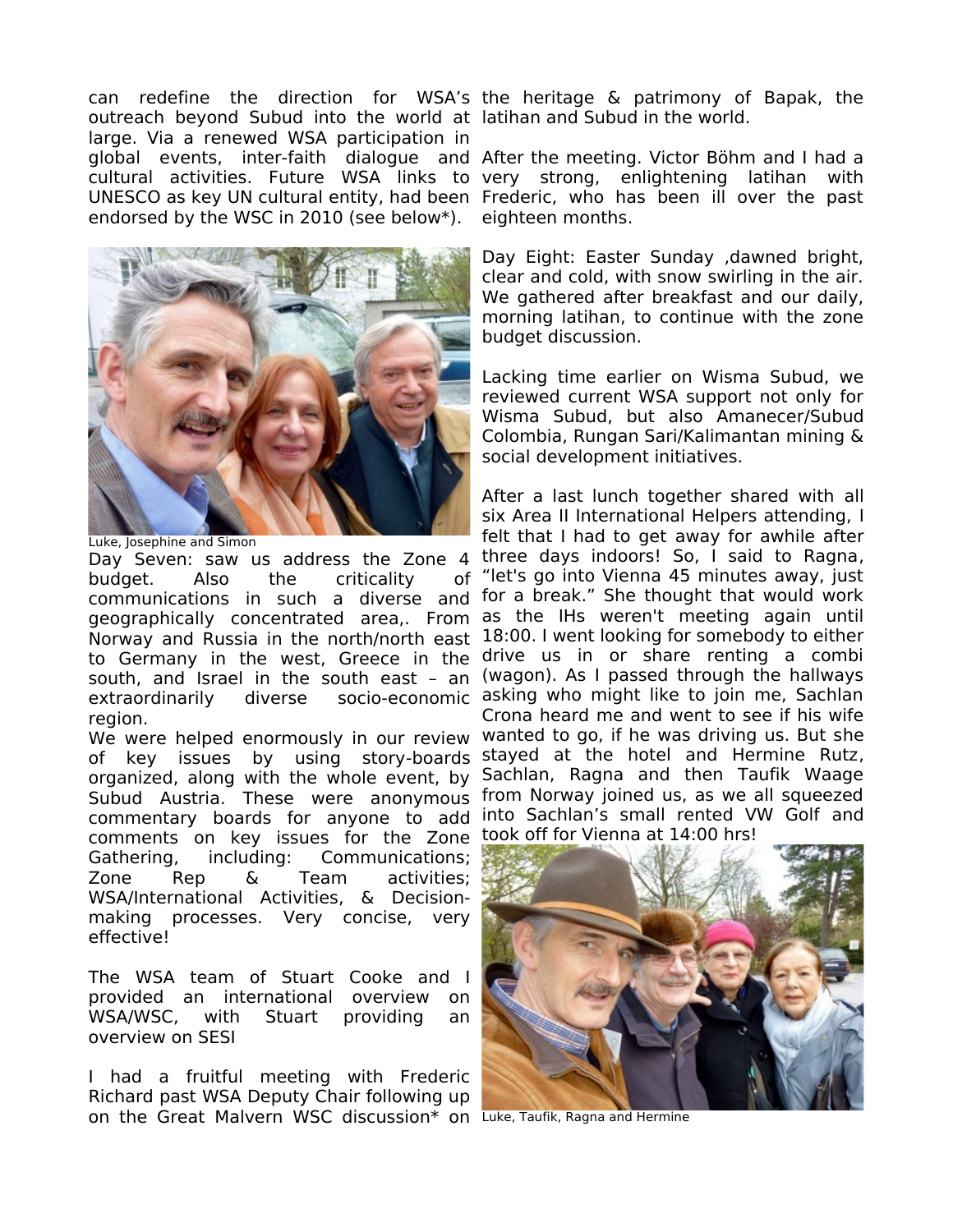can redefine the direction for WSA's outreach beyond Subud into the world at large. Via a renewed WSA participation in global events, inter-faith dialogue and cultural activities. Future WSA links to UNESCO as key UN cultural entity, had been endorsed by the WSC in 2010 (see below*).

Luke, Josephine and Simon

Day Seven: saw us address the Zone 4 budget. Also the criticality of communications in such a diverse and geographically concentrated area,. From Norway and Russia in the north/north east to Germany in the west, Greece in the south, and Israel in the south east – an extraordinarily diverse socio-economic region.

We were helped enormously in our review of key issues by using story-boards organized, along with the whole event, by Subud Austria. These were anonymous commentary boards for anyone to add comments on key issues for the Zone Gathering, including: Communications; Zone Rep & Team activities; WSA/International Activities, & Decision-making processes. Very concise, very effective!

The WSA team of Stuart Cooke and I provided an international overview on WSA/WSC, with Stuart providing an overview on SESI

I had a fruitful meeting with Frederic Richard past WSA Deputy Chair following up on the Great Malvern WSC discussion* on the heritage & patrimony of Bapak, the latihan and Subud in the world.

After the meeting. Victor Böhm and I had a very strong, enlightening latihan with Frederic, who has been ill over the past eighteen months.

Day Eight: Easter Sunday ,dawned bright, clear and cold, with snow swirling in the air. We gathered after breakfast and our daily, morning latihan, to continue with the zone budget discussion.

Lacking time earlier on Wisma Subud, we reviewed current WSA support not only for Wisma Subud, but also Amanecer/Subud Colombia, Rungan Sari/Kalimantan mining & social development initiatives.

After a last lunch together shared with all six Area II International Helpers attending, I felt that I had to get away for awhile after three days indoors! So, I said to Ragna, "let's go into Vienna 45 minutes away, just for a break." She thought that would work as the IHs weren't meeting again until 18:00. I went looking for somebody to either drive us in or share renting a combi (wagon). As I passed through the hallways asking who might like to join me, Sachlan Crona heard me and went to see if his wife wanted to go, if he was driving us. But she stayed at the hotel and Hermine Rutz, Sachlan, Ragna and then Taufik Waage from Norway joined us, as we all squeezed into Sachlan's small rented VW Golf and took off for Vienna at 14:00 hrs!

Luke, Taufik, Ragna and Hermine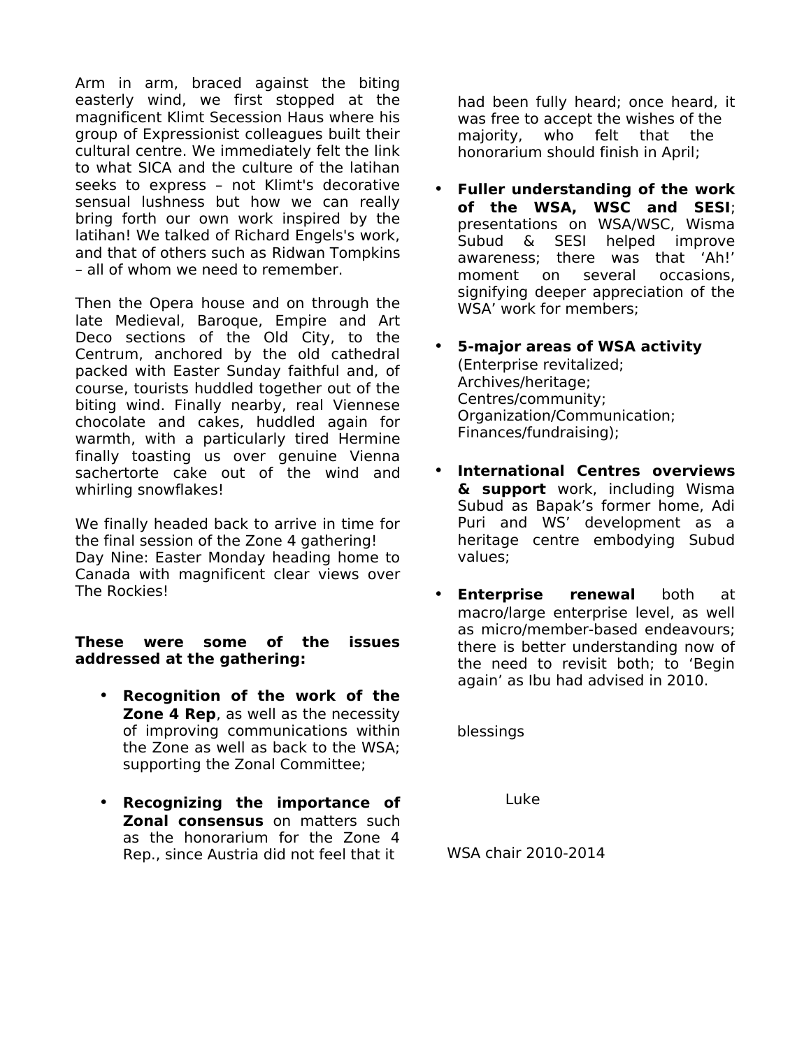Arm in arm, braced against the biting easterly wind, we first stopped at the magnificent Klimt Secession Haus where his group of Expressionist colleagues built their cultural centre. We immediately felt the link to what SICA and the culture of the latihan seeks to express – not Klimt's decorative sensual lushness but how we can really bring forth our own work inspired by the latihan! We talked of Richard Engels's work, and that of others such as Ridwan Tompkins – all of whom we need to remember.

Then the Opera house and on through the late Medieval, Baroque, Empire and Art Deco sections of the Old City, to the Centrum, anchored by the old cathedral packed with Easter Sunday faithful and, of course, tourists huddled together out of the biting wind. Finally nearby, real Viennese chocolate and cakes, huddled again for warmth, with a particularly tired Hermine finally toasting us over genuine Vienna sachertorte cake out of the wind and whirling snowflakes!

We finally headed back to arrive in time for the final session of the Zone 4 gathering!
Day Nine: Easter Monday heading home to Canada with magnificent clear views over The Rockies!

**These were some of the issues addressed at the gathering:**

- **Recognition of the work of the Zone 4 Rep**, as well as the necessity of improving communications within the Zone as well as back to the WSA; supporting the Zonal Committee;

- **Recognizing the importance of Zonal consensus** on matters such as the honorarium for the Zone 4 Rep., since Austria did not feel that it had been fully heard; once heard, it was free to accept the wishes of the majority, who felt that the honorarium should finish in April;

- **Fuller understanding of the work of the WSA, WSC and SESI**; presentations on WSA/WSC, Wisma Subud & SESI helped improve awareness; there was that 'Ah!' moment on several occasions, signifying deeper appreciation of the WSA' work for members;

- **5-major areas of WSA activity** (Enterprise revitalized; Archives/heritage; Centres/community; Organization/Communication; Finances/fundraising);

- **International Centres overviews & support** work, including Wisma Subud as Bapak's former home, Adi Puri and WS' development as a heritage centre embodying Subud values;

- **Enterprise renewal** both at macro/large enterprise level, as well as micro/member-based endeavours; there is better understanding now of the need to revisit both; to 'Begin again' as Ibu had advised in 2010.

blessings

Luke

WSA chair 2010-2014